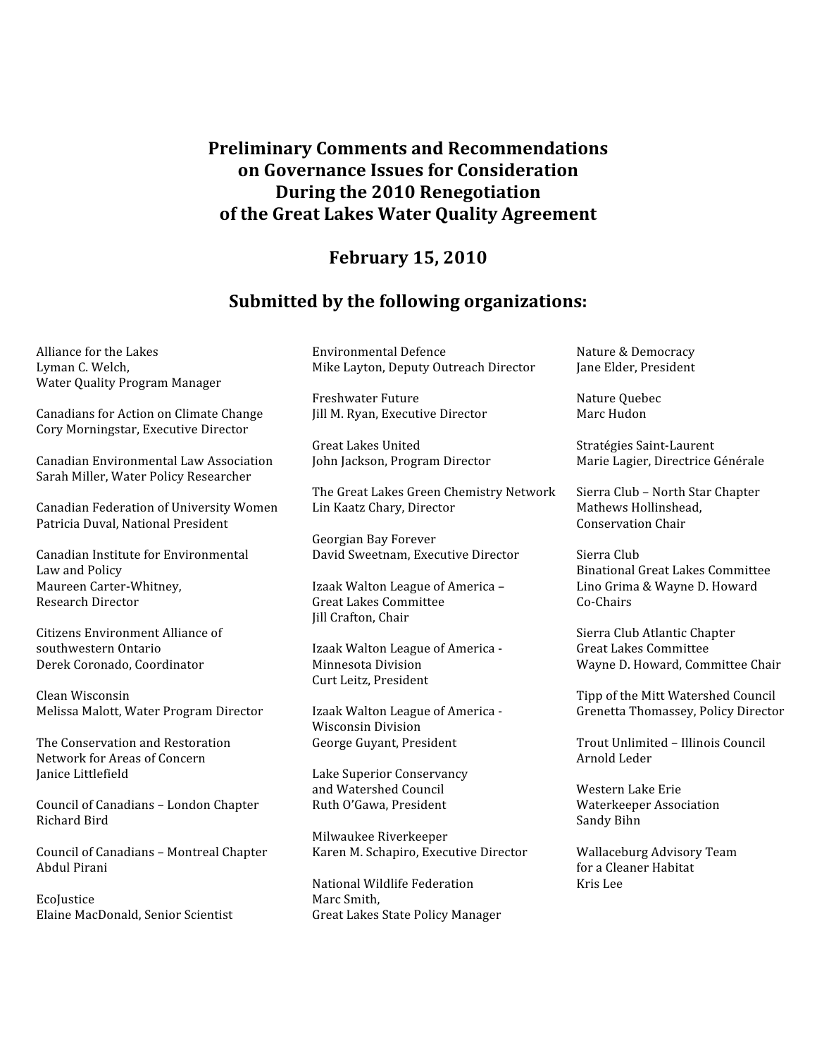# Preliminary Comments and Recommendations on Governance Issues for Consideration During the 2010 Renegotiation of the Great Lakes Water Quality Agreement

**February 15, 2010**

## Submitted by the following organizations:

Alliance for the Lakes
Lyman C. Welch,
Water Quality Program Manager

Canadians for Action on Climate Change
Cory Morningstar, Executive Director

Canadian Environmental Law Association
Sarah Miller, Water Policy Researcher

Canadian Federation of University Women
Patricia Duval, National President

Canadian Institute for Environmental Law and Policy
Maureen Carter-Whitney,
Research Director

Citizens Environment Alliance of southwestern Ontario
Derek Coronado, Coordinator

Clean Wisconsin
Melissa Malott, Water Program Director

The Conservation and Restoration Network for Areas of Concern
Janice Littlefield

Council of Canadians – London Chapter
Richard Bird

Council of Canadians – Montreal Chapter
Abdul Pirani

EcoJustice
Elaine MacDonald, Senior Scientist

Environmental Defence
Mike Layton, Deputy Outreach Director

Freshwater Future
Jill M. Ryan, Executive Director

Great Lakes United
John Jackson, Program Director

The Great Lakes Green Chemistry Network
Lin Kaatz Chary, Director

Georgian Bay Forever
David Sweetnam, Executive Director

Izaak Walton League of America – Great Lakes Committee
Jill Crafton, Chair

Izaak Walton League of America - Minnesota Division
Curt Leitz, President

Izaak Walton League of America - Wisconsin Division
George Guyant, President

Lake Superior Conservancy and Watershed Council
Ruth O'Gawa, President

Milwaukee Riverkeeper
Karen M. Schapiro, Executive Director

National Wildlife Federation
Marc Smith,
Great Lakes State Policy Manager

Nature & Democracy
Jane Elder, President

Nature Quebec
Marc Hudon

Stratégies Saint-Laurent
Marie Lagier, Directrice Générale

Sierra Club – North Star Chapter
Mathews Hollinshead,
Conservation Chair

Sierra Club
Binational Great Lakes Committee
Lino Grima & Wayne D. Howard
Co-Chairs

Sierra Club Atlantic Chapter
Great Lakes Committee
Wayne D. Howard, Committee Chair

Tipp of the Mitt Watershed Council
Grenetta Thomassey, Policy Director

Trout Unlimited – Illinois Council
Arnold Leder

Western Lake Erie Waterkeeper Association
Sandy Bihn

Wallaceburg Advisory Team for a Cleaner Habitat
Kris Lee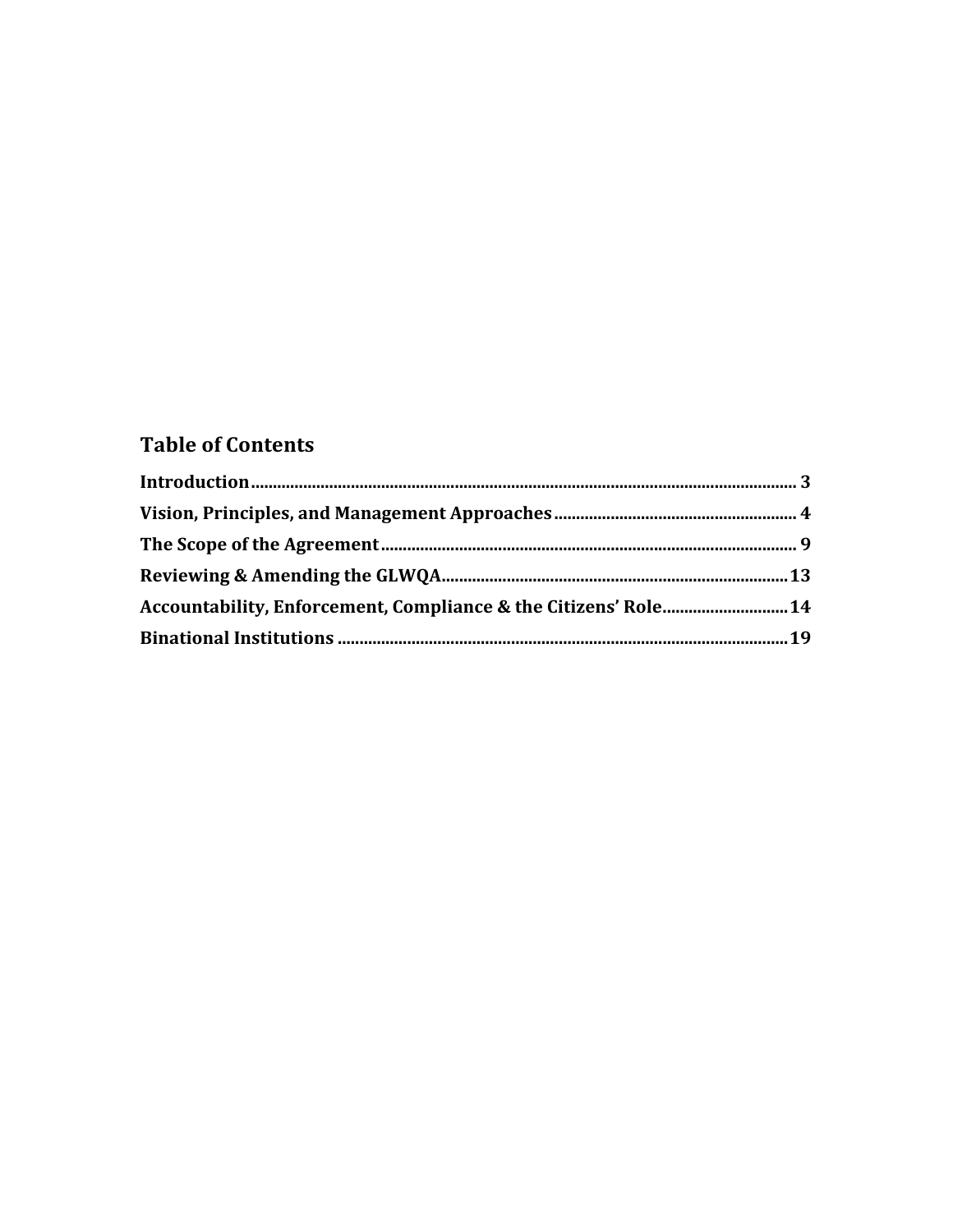## Table of Contents

**Introduction** .......................................................................... 3

**Vision, Principles, and Management Approaches** .......................................................................... 4

**The Scope of the Agreement** .......................................................................... 9

**Reviewing & Amending the GLWQA** .......................................................................... 13

**Accountability, Enforcement, Compliance & the Citizens' Role** .......................................................................... 14

**Binational Institutions** .......................................................................... 19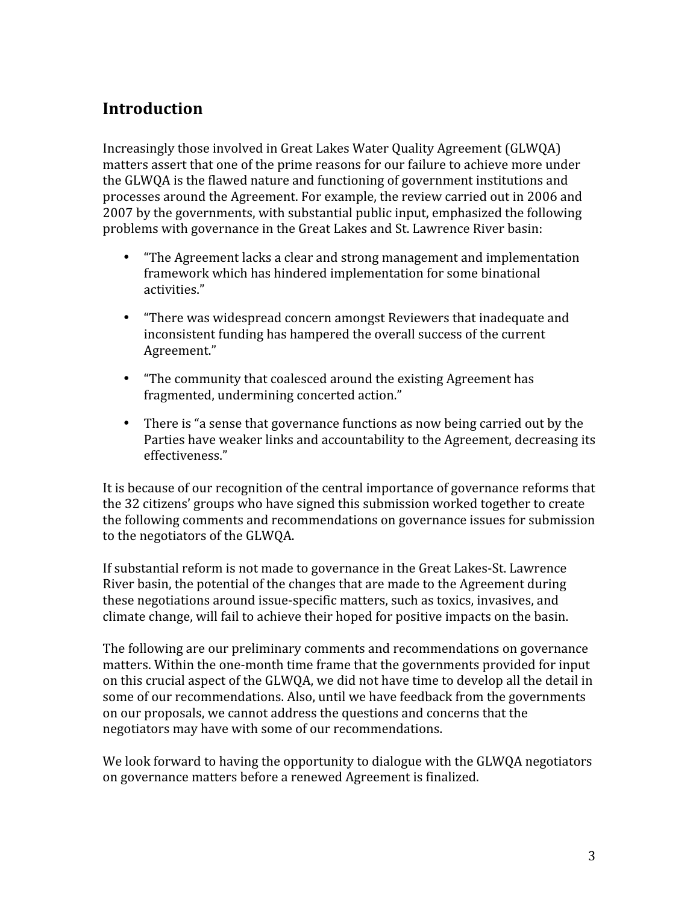## Introduction

Increasingly those involved in Great Lakes Water Quality Agreement (GLWQA) matters assert that one of the prime reasons for our failure to achieve more under the GLWQA is the flawed nature and functioning of government institutions and processes around the Agreement. For example, the review carried out in 2006 and 2007 by the governments, with substantial public input, emphasized the following problems with governance in the Great Lakes and St. Lawrence River basin:

- "The Agreement lacks a clear and strong management and implementation framework which has hindered implementation for some binational activities."
- "There was widespread concern amongst Reviewers that inadequate and inconsistent funding has hampered the overall success of the current Agreement."
- "The community that coalesced around the existing Agreement has fragmented, undermining concerted action."
- There is "a sense that governance functions as now being carried out by the Parties have weaker links and accountability to the Agreement, decreasing its effectiveness."

It is because of our recognition of the central importance of governance reforms that the 32 citizens' groups who have signed this submission worked together to create the following comments and recommendations on governance issues for submission to the negotiators of the GLWQA.

If substantial reform is not made to governance in the Great Lakes-St. Lawrence River basin, the potential of the changes that are made to the Agreement during these negotiations around issue-specific matters, such as toxics, invasives, and climate change, will fail to achieve their hoped for positive impacts on the basin.

The following are our preliminary comments and recommendations on governance matters. Within the one-month time frame that the governments provided for input on this crucial aspect of the GLWQA, we did not have time to develop all the detail in some of our recommendations. Also, until we have feedback from the governments on our proposals, we cannot address the questions and concerns that the negotiators may have with some of our recommendations.

We look forward to having the opportunity to dialogue with the GLWQA negotiators on governance matters before a renewed Agreement is finalized.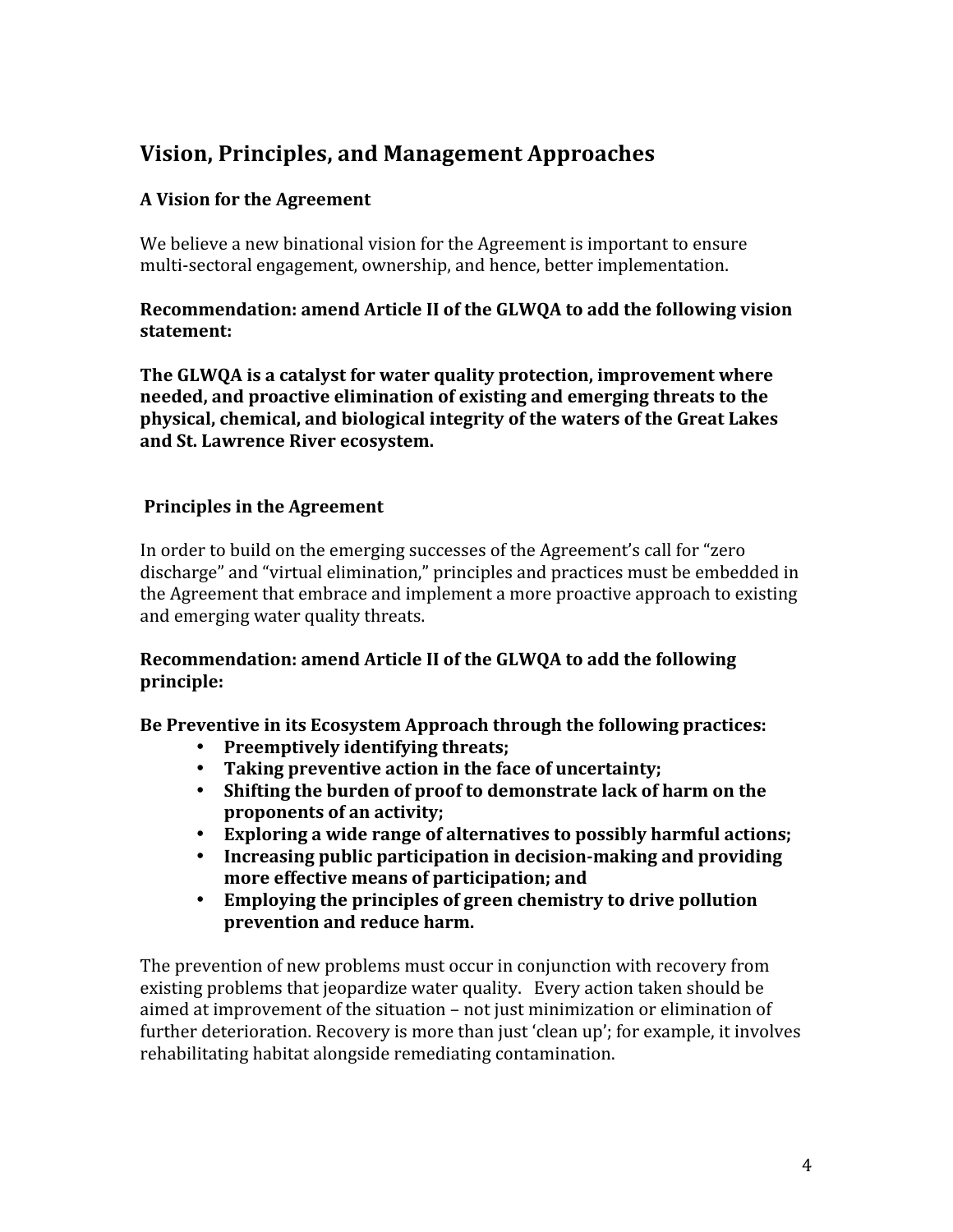## Vision, Principles, and Management Approaches

### A Vision for the Agreement

We believe a new binational vision for the Agreement is important to ensure multi-sectoral engagement, ownership, and hence, better implementation.

**Recommendation: amend Article II of the GLWQA to add the following vision statement:**

**The GLWQA is a catalyst for water quality protection, improvement where needed, and proactive elimination of existing and emerging threats to the physical, chemical, and biological integrity of the waters of the Great Lakes and St. Lawrence River ecosystem.**

### Principles in the Agreement

In order to build on the emerging successes of the Agreement's call for "zero discharge" and "virtual elimination," principles and practices must be embedded in the Agreement that embrace and implement a more proactive approach to existing and emerging water quality threats.

**Recommendation: amend Article II of the GLWQA to add the following principle:**

**Be Preventive in its Ecosystem Approach through the following practices:**

- **Preemptively identifying threats;**
- **Taking preventive action in the face of uncertainty;**
- **Shifting the burden of proof to demonstrate lack of harm on the proponents of an activity;**
- **Exploring a wide range of alternatives to possibly harmful actions;**
- **Increasing public participation in decision-making and providing more effective means of participation; and**
- **Employing the principles of green chemistry to drive pollution prevention and reduce harm.**

The prevention of new problems must occur in conjunction with recovery from existing problems that jeopardize water quality. Every action taken should be aimed at improvement of the situation – not just minimization or elimination of further deterioration. Recovery is more than just 'clean up'; for example, it involves rehabilitating habitat alongside remediating contamination.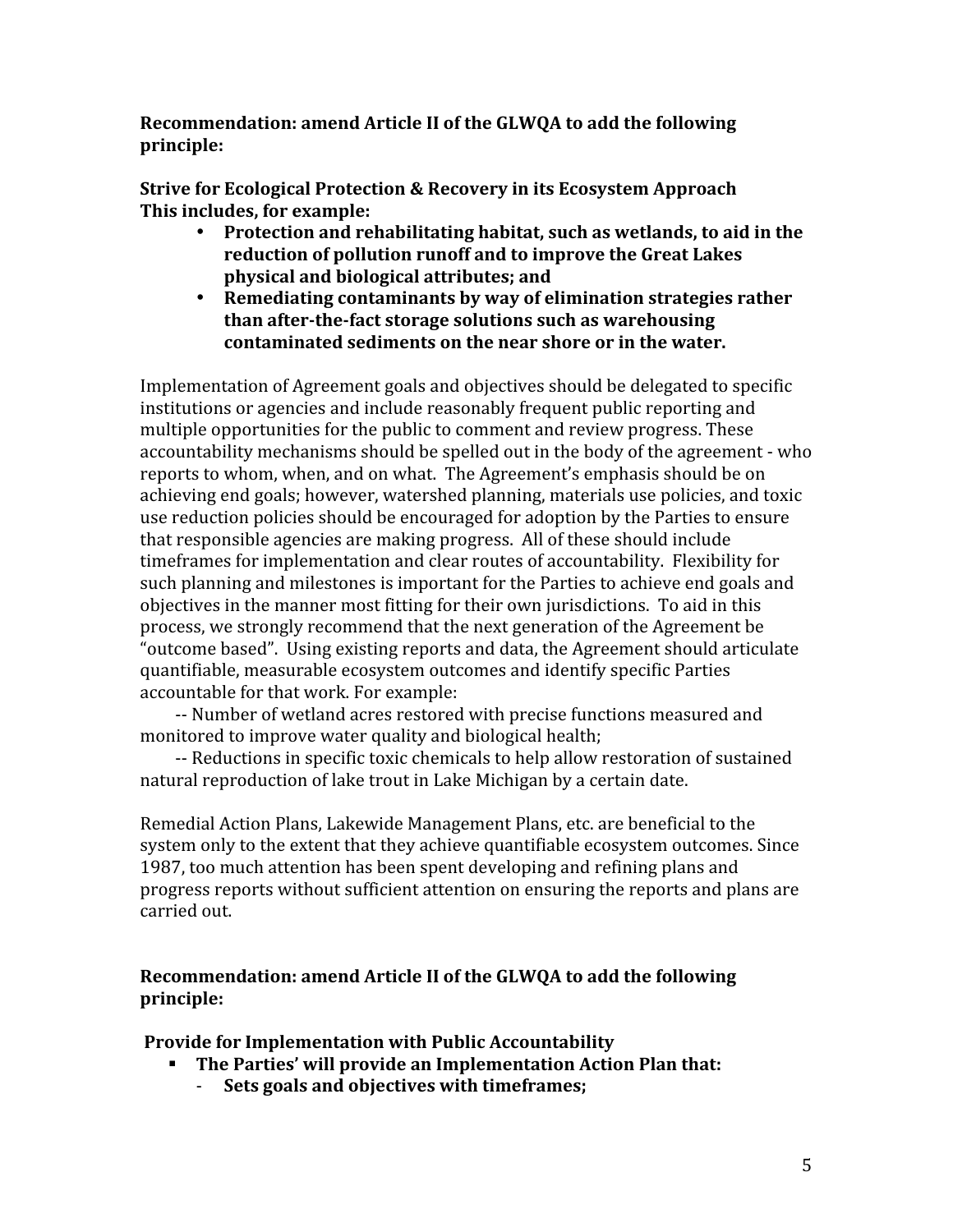**Recommendation: amend Article II of the GLWQA to add the following principle:**

**Strive for Ecological Protection & Recovery in its Ecosystem Approach**
**This includes, for example:**

- **Protection and rehabilitating habitat, such as wetlands, to aid in the reduction of pollution runoff and to improve the Great Lakes physical and biological attributes; and**
- **Remediating contaminants by way of elimination strategies rather than after-the-fact storage solutions such as warehousing contaminated sediments on the near shore or in the water.**

Implementation of Agreement goals and objectives should be delegated to specific institutions or agencies and include reasonably frequent public reporting and multiple opportunities for the public to comment and review progress. These accountability mechanisms should be spelled out in the body of the agreement - who reports to whom, when, and on what. The Agreement's emphasis should be on achieving end goals; however, watershed planning, materials use policies, and toxic use reduction policies should be encouraged for adoption by the Parties to ensure that responsible agencies are making progress. All of these should include timeframes for implementation and clear routes of accountability. Flexibility for such planning and milestones is important for the Parties to achieve end goals and objectives in the manner most fitting for their own jurisdictions. To aid in this process, we strongly recommend that the next generation of the Agreement be "outcome based". Using existing reports and data, the Agreement should articulate quantifiable, measurable ecosystem outcomes and identify specific Parties accountable for that work. For example:

-- Number of wetland acres restored with precise functions measured and monitored to improve water quality and biological health;

-- Reductions in specific toxic chemicals to help allow restoration of sustained natural reproduction of lake trout in Lake Michigan by a certain date.

Remedial Action Plans, Lakewide Management Plans, etc. are beneficial to the system only to the extent that they achieve quantifiable ecosystem outcomes. Since 1987, too much attention has been spent developing and refining plans and progress reports without sufficient attention on ensuring the reports and plans are carried out.

**Recommendation: amend Article II of the GLWQA to add the following principle:**

**Provide for Implementation with Public Accountability**

- **The Parties' will provide an Implementation Action Plan that:**
  - **Sets goals and objectives with timeframes;**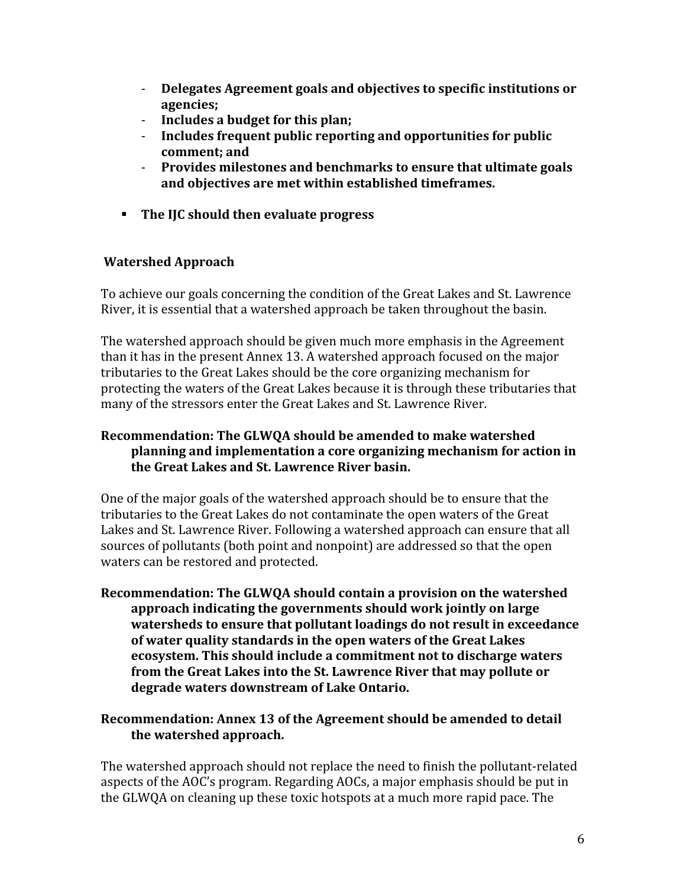- **Delegates Agreement goals and objectives to specific institutions or agencies;**
- **Includes a budget for this plan;**
- **Includes frequent public reporting and opportunities for public comment; and**
- **Provides milestones and benchmarks to ensure that ultimate goals and objectives are met within established timeframes.**

▪ **The IJC should then evaluate progress**

### Watershed Approach

To achieve our goals concerning the condition of the Great Lakes and St. Lawrence River, it is essential that a watershed approach be taken throughout the basin.

The watershed approach should be given much more emphasis in the Agreement than it has in the present Annex 13. A watershed approach focused on the major tributaries to the Great Lakes should be the core organizing mechanism for protecting the waters of the Great Lakes because it is through these tributaries that many of the stressors enter the Great Lakes and St. Lawrence River.

**Recommendation: The GLWQA should be amended to make watershed planning and implementation a core organizing mechanism for action in the Great Lakes and St. Lawrence River basin.**

One of the major goals of the watershed approach should be to ensure that the tributaries to the Great Lakes do not contaminate the open waters of the Great Lakes and St. Lawrence River. Following a watershed approach can ensure that all sources of pollutants (both point and nonpoint) are addressed so that the open waters can be restored and protected.

**Recommendation: The GLWQA should contain a provision on the watershed approach indicating the governments should work jointly on large watersheds to ensure that pollutant loadings do not result in exceedance of water quality standards in the open waters of the Great Lakes ecosystem. This should include a commitment not to discharge waters from the Great Lakes into the St. Lawrence River that may pollute or degrade waters downstream of Lake Ontario.**

**Recommendation: Annex 13 of the Agreement should be amended to detail the watershed approach.**

The watershed approach should not replace the need to finish the pollutant-related aspects of the AOC's program. Regarding AOCs, a major emphasis should be put in the GLWQA on cleaning up these toxic hotspots at a much more rapid pace. The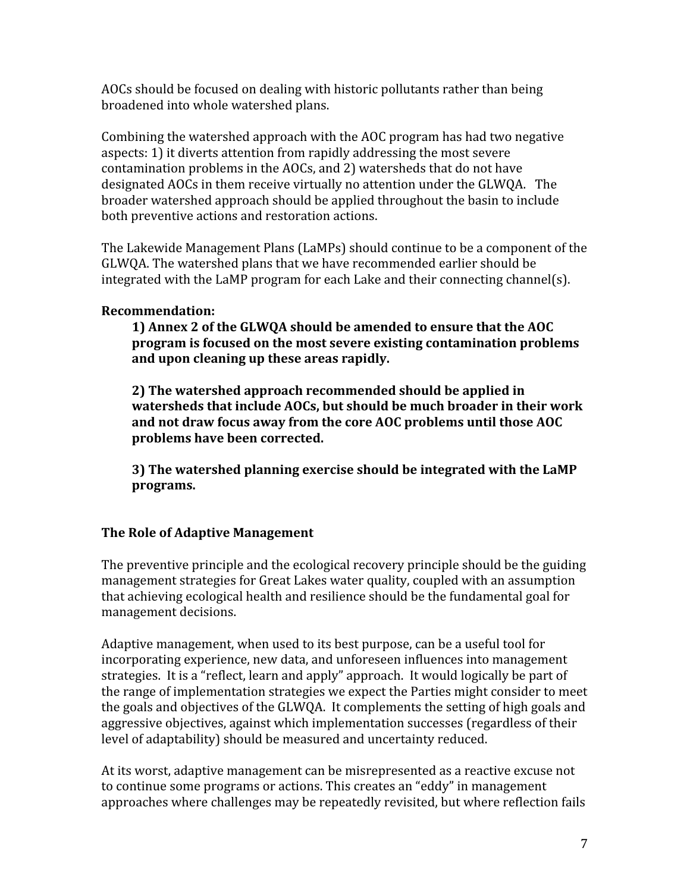AOCs should be focused on dealing with historic pollutants rather than being broadened into whole watershed plans.

Combining the watershed approach with the AOC program has had two negative aspects: 1) it diverts attention from rapidly addressing the most severe contamination problems in the AOCs, and 2) watersheds that do not have designated AOCs in them receive virtually no attention under the GLWQA. The broader watershed approach should be applied throughout the basin to include both preventive actions and restoration actions.

The Lakewide Management Plans (LaMPs) should continue to be a component of the GLWQA. The watershed plans that we have recommended earlier should be integrated with the LaMP program for each Lake and their connecting channel(s).

**Recommendation:**

> **1) Annex 2 of the GLWQA should be amended to ensure that the AOC program is focused on the most severe existing contamination problems and upon cleaning up these areas rapidly.**
>
> **2) The watershed approach recommended should be applied in watersheds that include AOCs, but should be much broader in their work and not draw focus away from the core AOC problems until those AOC problems have been corrected.**
>
> **3) The watershed planning exercise should be integrated with the LaMP programs.**

### The Role of Adaptive Management

The preventive principle and the ecological recovery principle should be the guiding management strategies for Great Lakes water quality, coupled with an assumption that achieving ecological health and resilience should be the fundamental goal for management decisions.

Adaptive management, when used to its best purpose, can be a useful tool for incorporating experience, new data, and unforeseen influences into management strategies. It is a "reflect, learn and apply" approach. It would logically be part of the range of implementation strategies we expect the Parties might consider to meet the goals and objectives of the GLWQA. It complements the setting of high goals and aggressive objectives, against which implementation successes (regardless of their level of adaptability) should be measured and uncertainty reduced.

At its worst, adaptive management can be misrepresented as a reactive excuse not to continue some programs or actions. This creates an "eddy" in management approaches where challenges may be repeatedly revisited, but where reflection fails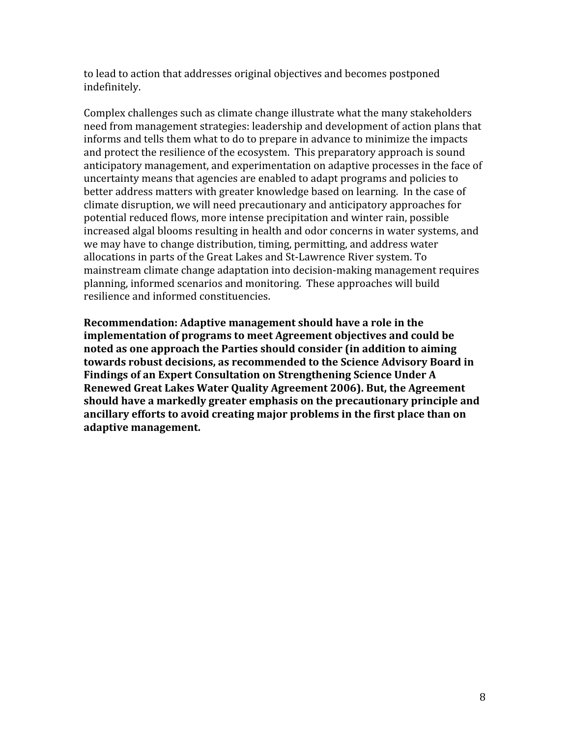to lead to action that addresses original objectives and becomes postponed indefinitely.

Complex challenges such as climate change illustrate what the many stakeholders need from management strategies: leadership and development of action plans that informs and tells them what to do to prepare in advance to minimize the impacts and protect the resilience of the ecosystem. This preparatory approach is sound anticipatory management, and experimentation on adaptive processes in the face of uncertainty means that agencies are enabled to adapt programs and policies to better address matters with greater knowledge based on learning. In the case of climate disruption, we will need precautionary and anticipatory approaches for potential reduced flows, more intense precipitation and winter rain, possible increased algal blooms resulting in health and odor concerns in water systems, and we may have to change distribution, timing, permitting, and address water allocations in parts of the Great Lakes and St-Lawrence River system. To mainstream climate change adaptation into decision-making management requires planning, informed scenarios and monitoring. These approaches will build resilience and informed constituencies.

**Recommendation: Adaptive management should have a role in the implementation of programs to meet Agreement objectives and could be noted as one approach the Parties should consider (in addition to aiming towards robust decisions, as recommended to the Science Advisory Board in Findings of an Expert Consultation on Strengthening Science Under A Renewed Great Lakes Water Quality Agreement 2006). But, the Agreement should have a markedly greater emphasis on the precautionary principle and ancillary efforts to avoid creating major problems in the first place than on adaptive management.**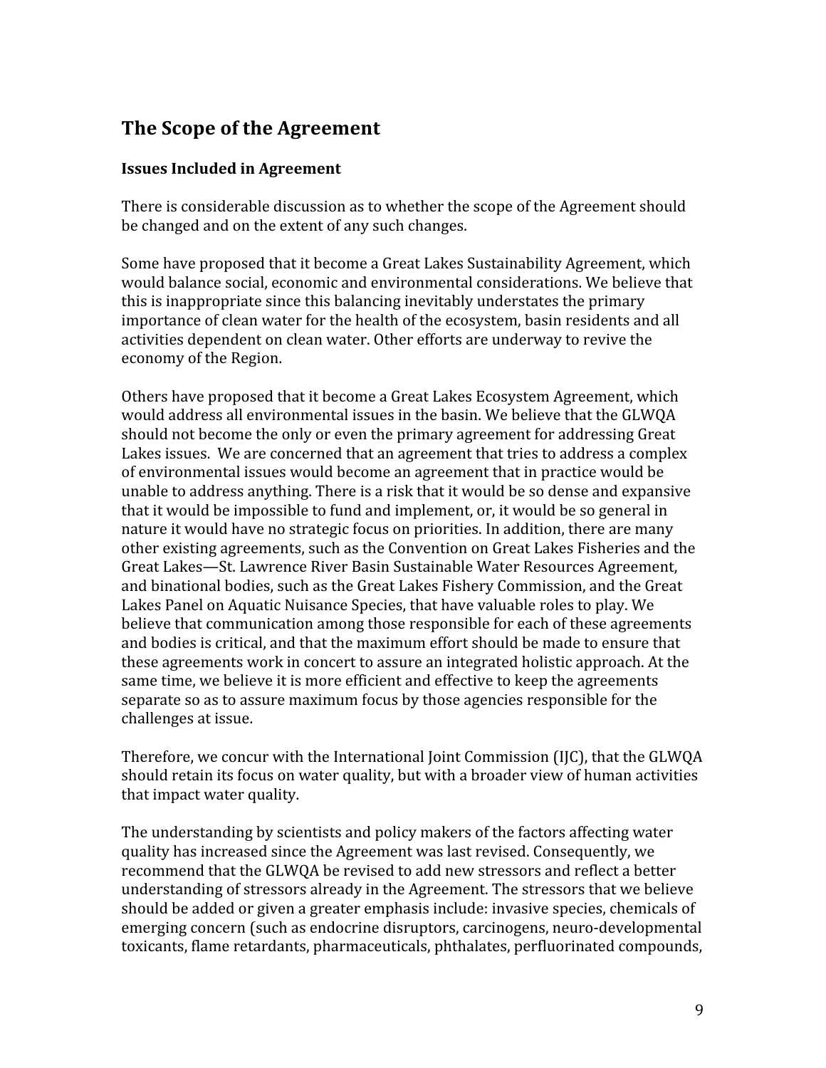## The Scope of the Agreement

### Issues Included in Agreement

There is considerable discussion as to whether the scope of the Agreement should be changed and on the extent of any such changes.

Some have proposed that it become a Great Lakes Sustainability Agreement, which would balance social, economic and environmental considerations. We believe that this is inappropriate since this balancing inevitably understates the primary importance of clean water for the health of the ecosystem, basin residents and all activities dependent on clean water. Other efforts are underway to revive the economy of the Region.

Others have proposed that it become a Great Lakes Ecosystem Agreement, which would address all environmental issues in the basin. We believe that the GLWQA should not become the only or even the primary agreement for addressing Great Lakes issues. We are concerned that an agreement that tries to address a complex of environmental issues would become an agreement that in practice would be unable to address anything. There is a risk that it would be so dense and expansive that it would be impossible to fund and implement, or, it would be so general in nature it would have no strategic focus on priorities. In addition, there are many other existing agreements, such as the Convention on Great Lakes Fisheries and the Great Lakes—St. Lawrence River Basin Sustainable Water Resources Agreement, and binational bodies, such as the Great Lakes Fishery Commission, and the Great Lakes Panel on Aquatic Nuisance Species, that have valuable roles to play. We believe that communication among those responsible for each of these agreements and bodies is critical, and that the maximum effort should be made to ensure that these agreements work in concert to assure an integrated holistic approach. At the same time, we believe it is more efficient and effective to keep the agreements separate so as to assure maximum focus by those agencies responsible for the challenges at issue.

Therefore, we concur with the International Joint Commission (IJC), that the GLWQA should retain its focus on water quality, but with a broader view of human activities that impact water quality.

The understanding by scientists and policy makers of the factors affecting water quality has increased since the Agreement was last revised. Consequently, we recommend that the GLWQA be revised to add new stressors and reflect a better understanding of stressors already in the Agreement. The stressors that we believe should be added or given a greater emphasis include: invasive species, chemicals of emerging concern (such as endocrine disruptors, carcinogens, neuro-developmental toxicants, flame retardants, pharmaceuticals, phthalates, perfluorinated compounds,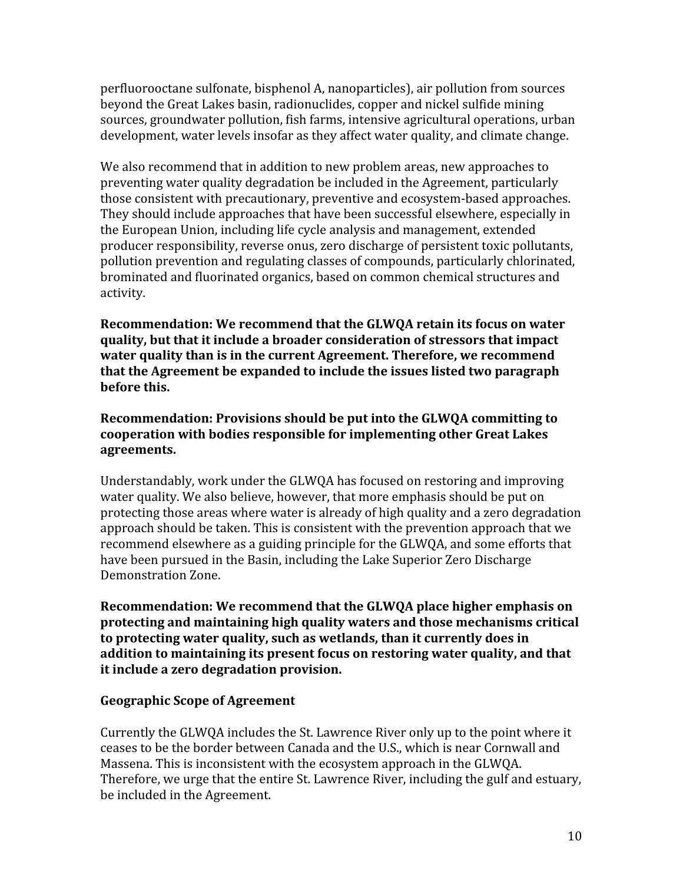perfluorooctane sulfonate, bisphenol A, nanoparticles), air pollution from sources beyond the Great Lakes basin, radionuclides, copper and nickel sulfide mining sources, groundwater pollution, fish farms, intensive agricultural operations, urban development, water levels insofar as they affect water quality, and climate change.

We also recommend that in addition to new problem areas, new approaches to preventing water quality degradation be included in the Agreement, particularly those consistent with precautionary, preventive and ecosystem-based approaches. They should include approaches that have been successful elsewhere, especially in the European Union, including life cycle analysis and management, extended producer responsibility, reverse onus, zero discharge of persistent toxic pollutants, pollution prevention and regulating classes of compounds, particularly chlorinated, brominated and fluorinated organics, based on common chemical structures and activity.

**Recommendation: We recommend that the GLWQA retain its focus on water quality, but that it include a broader consideration of stressors that impact water quality than is in the current Agreement. Therefore, we recommend that the Agreement be expanded to include the issues listed two paragraph before this.**

**Recommendation: Provisions should be put into the GLWQA committing to cooperation with bodies responsible for implementing other Great Lakes agreements.**

Understandably, work under the GLWQA has focused on restoring and improving water quality. We also believe, however, that more emphasis should be put on protecting those areas where water is already of high quality and a zero degradation approach should be taken. This is consistent with the prevention approach that we recommend elsewhere as a guiding principle for the GLWQA, and some efforts that have been pursued in the Basin, including the Lake Superior Zero Discharge Demonstration Zone.

**Recommendation: We recommend that the GLWQA place higher emphasis on protecting and maintaining high quality waters and those mechanisms critical to protecting water quality, such as wetlands, than it currently does in addition to maintaining its present focus on restoring water quality, and that it include a zero degradation provision.**

### Geographic Scope of Agreement

Currently the GLWQA includes the St. Lawrence River only up to the point where it ceases to be the border between Canada and the U.S., which is near Cornwall and Massena. This is inconsistent with the ecosystem approach in the GLWQA. Therefore, we urge that the entire St. Lawrence River, including the gulf and estuary, be included in the Agreement.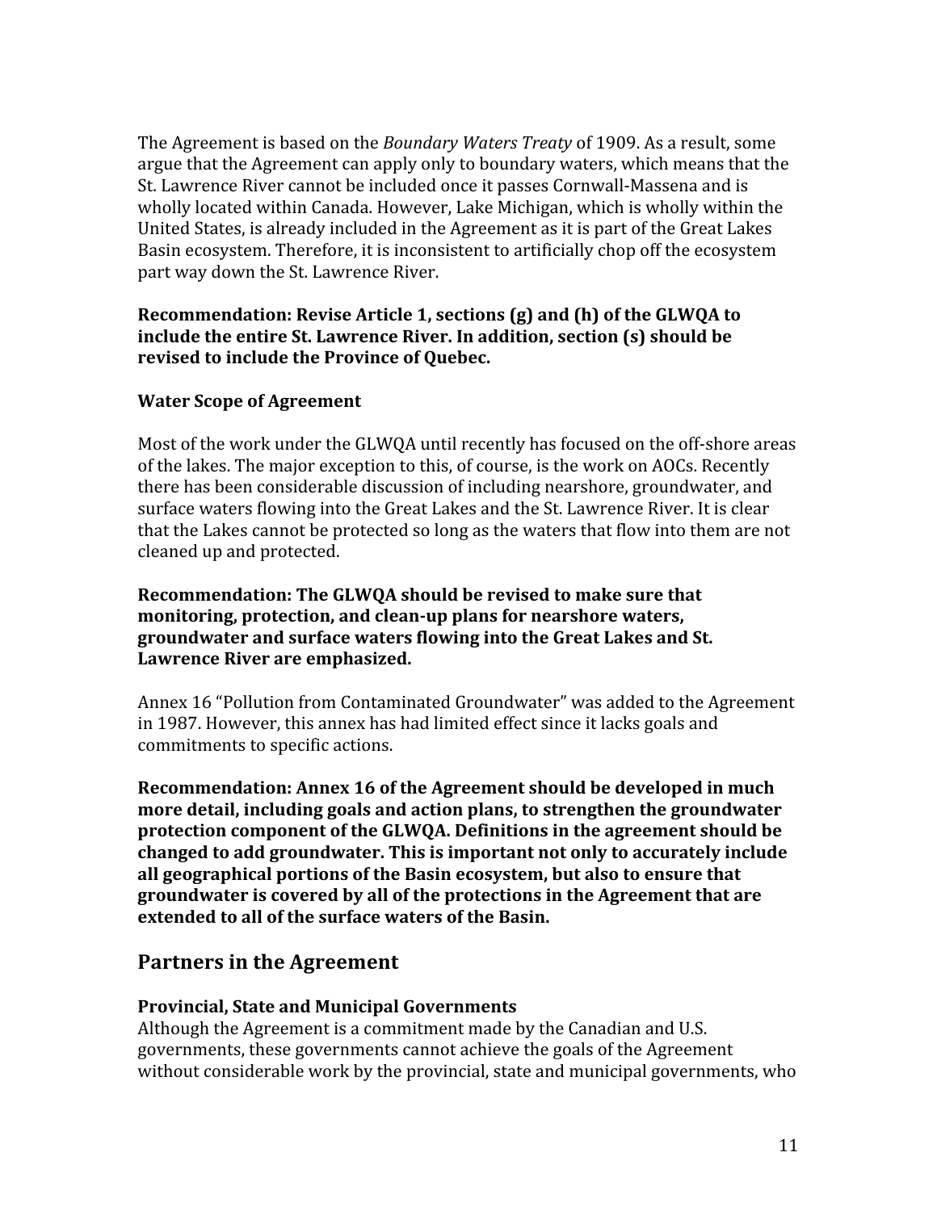The Agreement is based on the *Boundary Waters Treaty* of 1909. As a result, some argue that the Agreement can apply only to boundary waters, which means that the St. Lawrence River cannot be included once it passes Cornwall-Massena and is wholly located within Canada. However, Lake Michigan, which is wholly within the United States, is already included in the Agreement as it is part of the Great Lakes Basin ecosystem. Therefore, it is inconsistent to artificially chop off the ecosystem part way down the St. Lawrence River.

**Recommendation: Revise Article 1, sections (g) and (h) of the GLWQA to include the entire St. Lawrence River. In addition, section (s) should be revised to include the Province of Quebec.**

### Water Scope of Agreement

Most of the work under the GLWQA until recently has focused on the off-shore areas of the lakes. The major exception to this, of course, is the work on AOCs. Recently there has been considerable discussion of including nearshore, groundwater, and surface waters flowing into the Great Lakes and the St. Lawrence River. It is clear that the Lakes cannot be protected so long as the waters that flow into them are not cleaned up and protected.

**Recommendation: The GLWQA should be revised to make sure that monitoring, protection, and clean-up plans for nearshore waters, groundwater and surface waters flowing into the Great Lakes and St. Lawrence River are emphasized.**

Annex 16 "Pollution from Contaminated Groundwater" was added to the Agreement in 1987. However, this annex has had limited effect since it lacks goals and commitments to specific actions.

**Recommendation: Annex 16 of the Agreement should be developed in much more detail, including goals and action plans, to strengthen the groundwater protection component of the GLWQA. Definitions in the agreement should be changed to add groundwater. This is important not only to accurately include all geographical portions of the Basin ecosystem, but also to ensure that groundwater is covered by all of the protections in the Agreement that are extended to all of the surface waters of the Basin.**

## Partners in the Agreement

### Provincial, State and Municipal Governments

Although the Agreement is a commitment made by the Canadian and U.S. governments, these governments cannot achieve the goals of the Agreement without considerable work by the provincial, state and municipal governments, who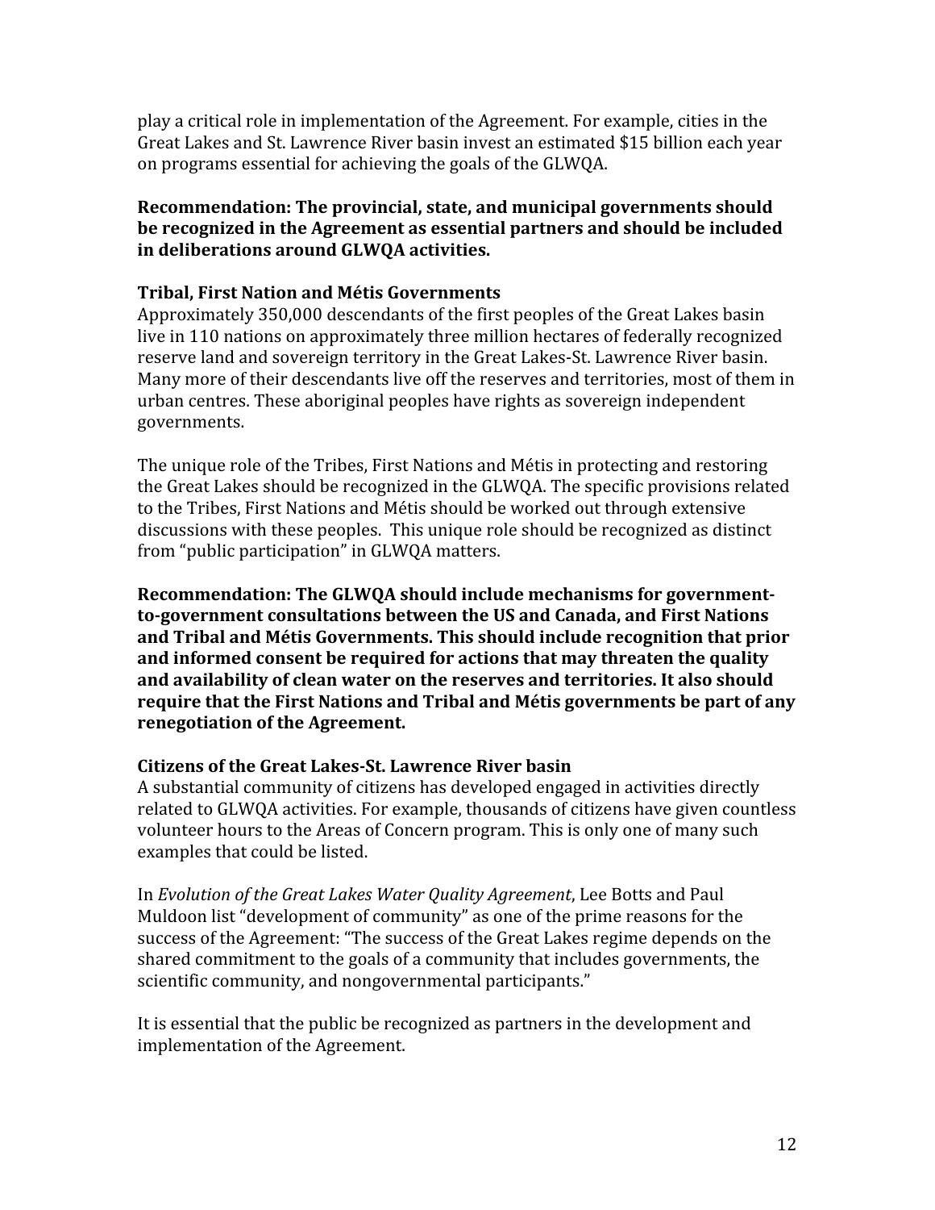play a critical role in implementation of the Agreement. For example, cities in the Great Lakes and St. Lawrence River basin invest an estimated $15 billion each year on programs essential for achieving the goals of the GLWQA.

**Recommendation: The provincial, state, and municipal governments should be recognized in the Agreement as essential partners and should be included in deliberations around GLWQA activities.**

### Tribal, First Nation and Métis Governments

Approximately 350,000 descendants of the first peoples of the Great Lakes basin live in 110 nations on approximately three million hectares of federally recognized reserve land and sovereign territory in the Great Lakes-St. Lawrence River basin. Many more of their descendants live off the reserves and territories, most of them in urban centres. These aboriginal peoples have rights as sovereign independent governments.

The unique role of the Tribes, First Nations and Métis in protecting and restoring the Great Lakes should be recognized in the GLWQA. The specific provisions related to the Tribes, First Nations and Métis should be worked out through extensive discussions with these peoples. This unique role should be recognized as distinct from "public participation" in GLWQA matters.

**Recommendation: The GLWQA should include mechanisms for government-to-government consultations between the US and Canada, and First Nations and Tribal and Métis Governments. This should include recognition that prior and informed consent be required for actions that may threaten the quality and availability of clean water on the reserves and territories. It also should require that the First Nations and Tribal and Métis governments be part of any renegotiation of the Agreement.**

### Citizens of the Great Lakes-St. Lawrence River basin

A substantial community of citizens has developed engaged in activities directly related to GLWQA activities. For example, thousands of citizens have given countless volunteer hours to the Areas of Concern program. This is only one of many such examples that could be listed.

In *Evolution of the Great Lakes Water Quality Agreement*, Lee Botts and Paul Muldoon list "development of community" as one of the prime reasons for the success of the Agreement: "The success of the Great Lakes regime depends on the shared commitment to the goals of a community that includes governments, the scientific community, and nongovernmental participants."

It is essential that the public be recognized as partners in the development and implementation of the Agreement.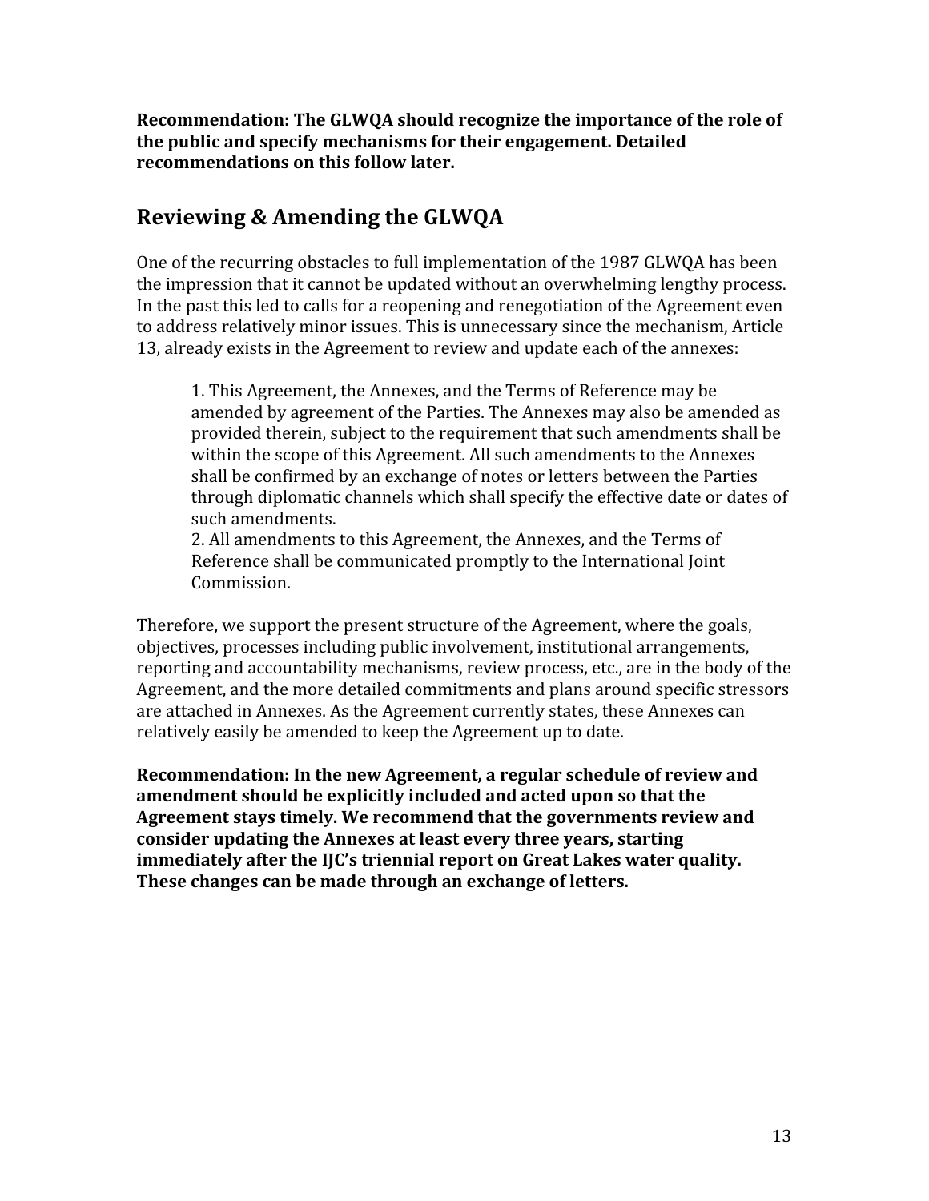**Recommendation: The GLWQA should recognize the importance of the role of the public and specify mechanisms for their engagement. Detailed recommendations on this follow later.**

## Reviewing & Amending the GLWQA

One of the recurring obstacles to full implementation of the 1987 GLWQA has been the impression that it cannot be updated without an overwhelming lengthy process. In the past this led to calls for a reopening and renegotiation of the Agreement even to address relatively minor issues. This is unnecessary since the mechanism, Article 13, already exists in the Agreement to review and update each of the annexes:

> 1. This Agreement, the Annexes, and the Terms of Reference may be amended by agreement of the Parties. The Annexes may also be amended as provided therein, subject to the requirement that such amendments shall be within the scope of this Agreement. All such amendments to the Annexes shall be confirmed by an exchange of notes or letters between the Parties through diplomatic channels which shall specify the effective date or dates of such amendments.
> 2. All amendments to this Agreement, the Annexes, and the Terms of Reference shall be communicated promptly to the International Joint Commission.

Therefore, we support the present structure of the Agreement, where the goals, objectives, processes including public involvement, institutional arrangements, reporting and accountability mechanisms, review process, etc., are in the body of the Agreement, and the more detailed commitments and plans around specific stressors are attached in Annexes. As the Agreement currently states, these Annexes can relatively easily be amended to keep the Agreement up to date.

**Recommendation: In the new Agreement, a regular schedule of review and amendment should be explicitly included and acted upon so that the Agreement stays timely. We recommend that the governments review and consider updating the Annexes at least every three years, starting immediately after the IJC's triennial report on Great Lakes water quality. These changes can be made through an exchange of letters.**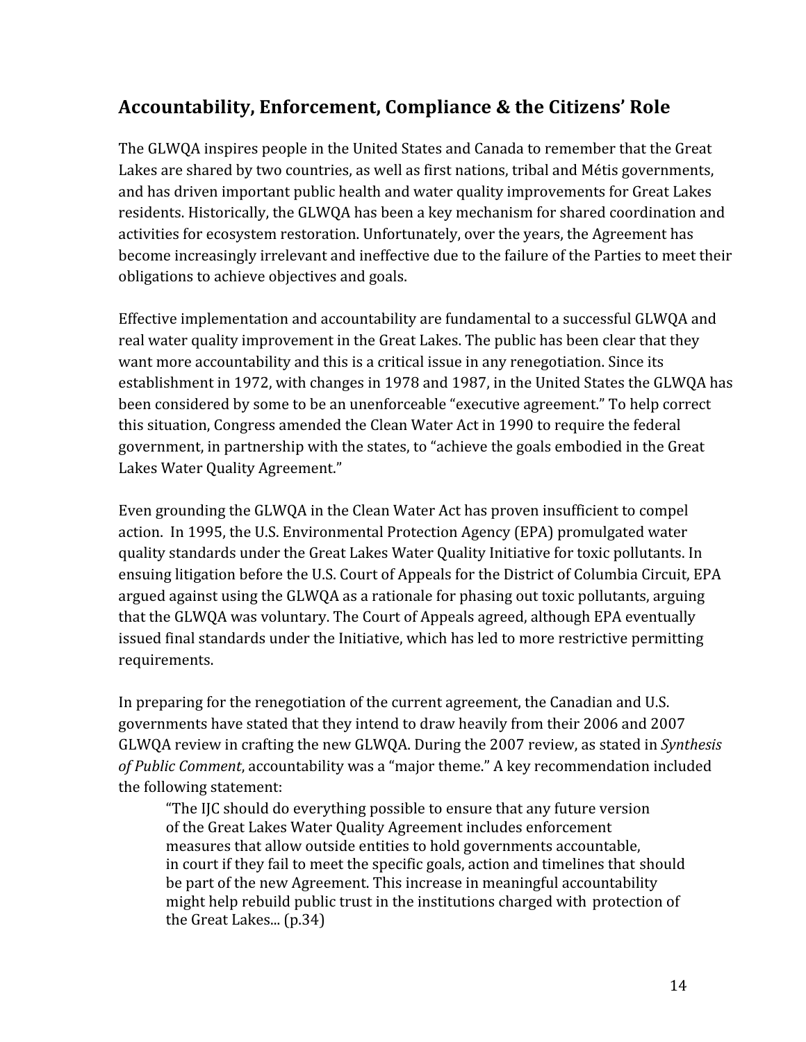## Accountability, Enforcement, Compliance & the Citizens' Role

The GLWQA inspires people in the United States and Canada to remember that the Great Lakes are shared by two countries, as well as first nations, tribal and Métis governments, and has driven important public health and water quality improvements for Great Lakes residents. Historically, the GLWQA has been a key mechanism for shared coordination and activities for ecosystem restoration. Unfortunately, over the years, the Agreement has become increasingly irrelevant and ineffective due to the failure of the Parties to meet their obligations to achieve objectives and goals.

Effective implementation and accountability are fundamental to a successful GLWQA and real water quality improvement in the Great Lakes. The public has been clear that they want more accountability and this is a critical issue in any renegotiation. Since its establishment in 1972, with changes in 1978 and 1987, in the United States the GLWQA has been considered by some to be an unenforceable "executive agreement." To help correct this situation, Congress amended the Clean Water Act in 1990 to require the federal government, in partnership with the states, to "achieve the goals embodied in the Great Lakes Water Quality Agreement."

Even grounding the GLWQA in the Clean Water Act has proven insufficient to compel action. In 1995, the U.S. Environmental Protection Agency (EPA) promulgated water quality standards under the Great Lakes Water Quality Initiative for toxic pollutants. In ensuing litigation before the U.S. Court of Appeals for the District of Columbia Circuit, EPA argued against using the GLWQA as a rationale for phasing out toxic pollutants, arguing that the GLWQA was voluntary. The Court of Appeals agreed, although EPA eventually issued final standards under the Initiative, which has led to more restrictive permitting requirements.

In preparing for the renegotiation of the current agreement, the Canadian and U.S. governments have stated that they intend to draw heavily from their 2006 and 2007 GLWQA review in crafting the new GLWQA. During the 2007 review, as stated in *Synthesis of Public Comment*, accountability was a "major theme." A key recommendation included the following statement:

> "The IJC should do everything possible to ensure that any future version of the Great Lakes Water Quality Agreement includes enforcement measures that allow outside entities to hold governments accountable, in court if they fail to meet the specific goals, action and timelines that should be part of the new Agreement. This increase in meaningful accountability might help rebuild public trust in the institutions charged with protection of the Great Lakes... (p.34)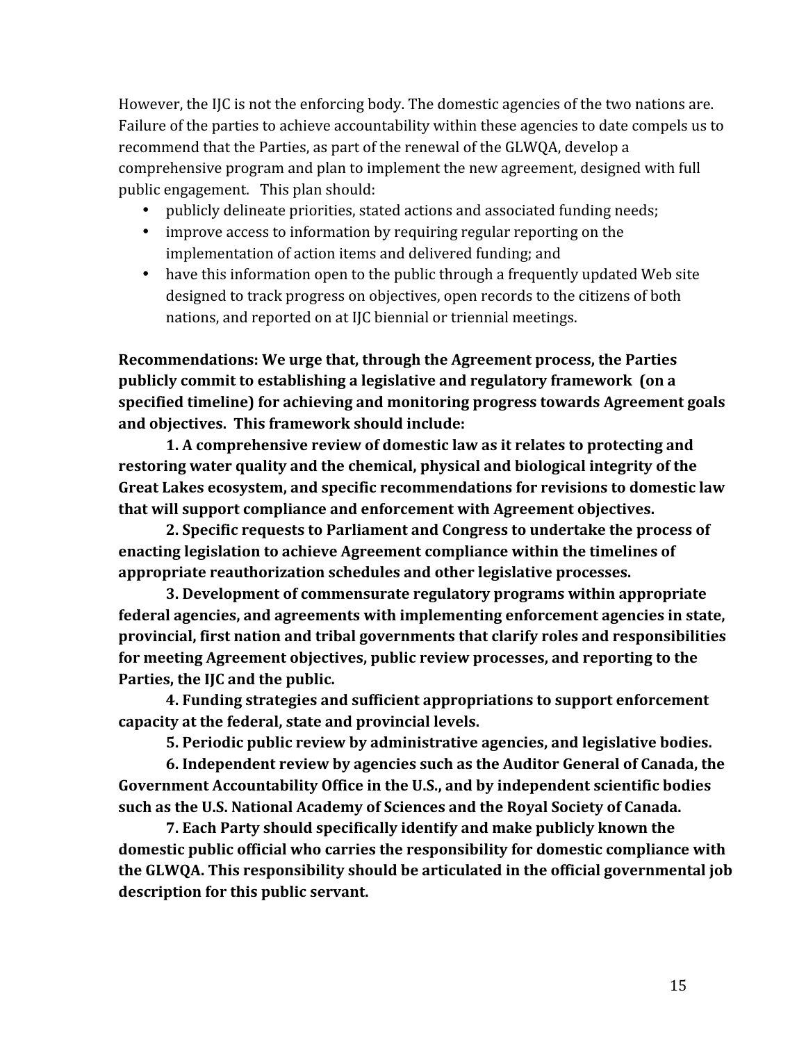However, the IJC is not the enforcing body. The domestic agencies of the two nations are. Failure of the parties to achieve accountability within these agencies to date compels us to recommend that the Parties, as part of the renewal of the GLWQA, develop a comprehensive program and plan to implement the new agreement, designed with full public engagement. This plan should:

- publicly delineate priorities, stated actions and associated funding needs;
- improve access to information by requiring regular reporting on the implementation of action items and delivered funding; and
- have this information open to the public through a frequently updated Web site designed to track progress on objectives, open records to the citizens of both nations, and reported on at IJC biennial or triennial meetings.

**Recommendations: We urge that, through the Agreement process, the Parties publicly commit to establishing a legislative and regulatory framework (on a specified timeline) for achieving and monitoring progress towards Agreement goals and objectives. This framework should include:**

**1. A comprehensive review of domestic law as it relates to protecting and restoring water quality and the chemical, physical and biological integrity of the Great Lakes ecosystem, and specific recommendations for revisions to domestic law that will support compliance and enforcement with Agreement objectives.**

**2. Specific requests to Parliament and Congress to undertake the process of enacting legislation to achieve Agreement compliance within the timelines of appropriate reauthorization schedules and other legislative processes.**

**3. Development of commensurate regulatory programs within appropriate federal agencies, and agreements with implementing enforcement agencies in state, provincial, first nation and tribal governments that clarify roles and responsibilities for meeting Agreement objectives, public review processes, and reporting to the Parties, the IJC and the public.**

**4. Funding strategies and sufficient appropriations to support enforcement capacity at the federal, state and provincial levels.**

**5. Periodic public review by administrative agencies, and legislative bodies.**

**6. Independent review by agencies such as the Auditor General of Canada, the Government Accountability Office in the U.S., and by independent scientific bodies such as the U.S. National Academy of Sciences and the Royal Society of Canada.**

**7. Each Party should specifically identify and make publicly known the domestic public official who carries the responsibility for domestic compliance with the GLWQA. This responsibility should be articulated in the official governmental job description for this public servant.**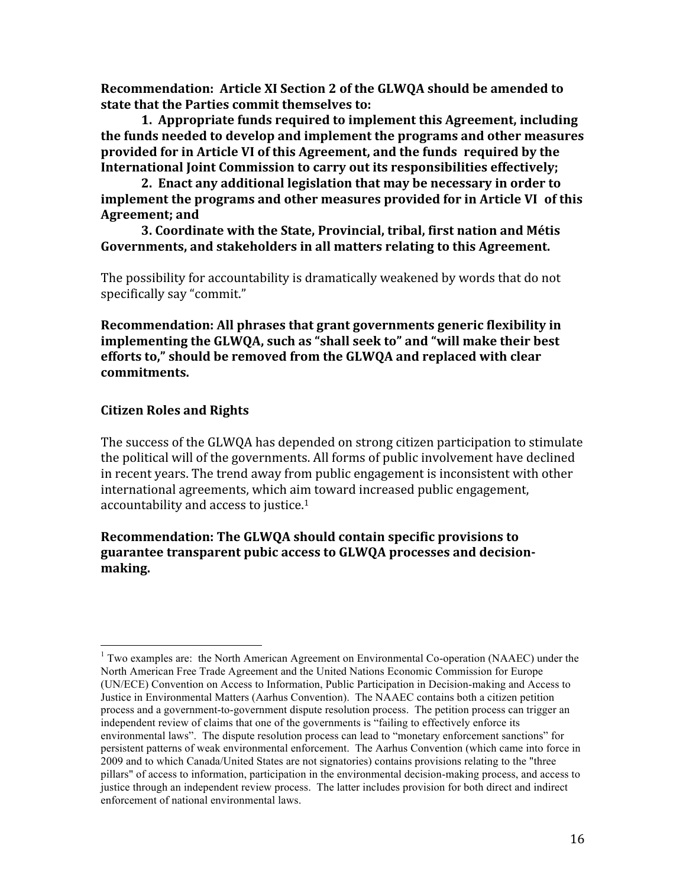**Recommendation: Article XI Section 2 of the GLWQA should be amended to state that the Parties commit themselves to:**

**1. Appropriate funds required to implement this Agreement, including the funds needed to develop and implement the programs and other measures provided for in Article VI of this Agreement, and the funds required by the International Joint Commission to carry out its responsibilities effectively;**

**2. Enact any additional legislation that may be necessary in order to implement the programs and other measures provided for in Article VI of this Agreement; and**

**3. Coordinate with the State, Provincial, tribal, first nation and Métis Governments, and stakeholders in all matters relating to this Agreement.**

The possibility for accountability is dramatically weakened by words that do not specifically say "commit."

**Recommendation: All phrases that grant governments generic flexibility in implementing the GLWQA, such as "shall seek to" and "will make their best efforts to," should be removed from the GLWQA and replaced with clear commitments.**

## Citizen Roles and Rights

The success of the GLWQA has depended on strong citizen participation to stimulate the political will of the governments. All forms of public involvement have declined in recent years. The trend away from public engagement is inconsistent with other international agreements, which aim toward increased public engagement, accountability and access to justice.[1]

**Recommendation: The GLWQA should contain specific provisions to guarantee transparent pubic access to GLWQA processes and decision-making.**

---

[1] Two examples are: the North American Agreement on Environmental Co-operation (NAAEC) under the North American Free Trade Agreement and the United Nations Economic Commission for Europe (UN/ECE) Convention on Access to Information, Public Participation in Decision-making and Access to Justice in Environmental Matters (Aarhus Convention). The NAAEC contains both a citizen petition process and a government-to-government dispute resolution process. The petition process can trigger an independent review of claims that one of the governments is "failing to effectively enforce its environmental laws". The dispute resolution process can lead to "monetary enforcement sanctions" for persistent patterns of weak environmental enforcement. The Aarhus Convention (which came into force in 2009 and to which Canada/United States are not signatories) contains provisions relating to the "three pillars" of access to information, participation in the environmental decision-making process, and access to justice through an independent review process. The latter includes provision for both direct and indirect enforcement of national environmental laws.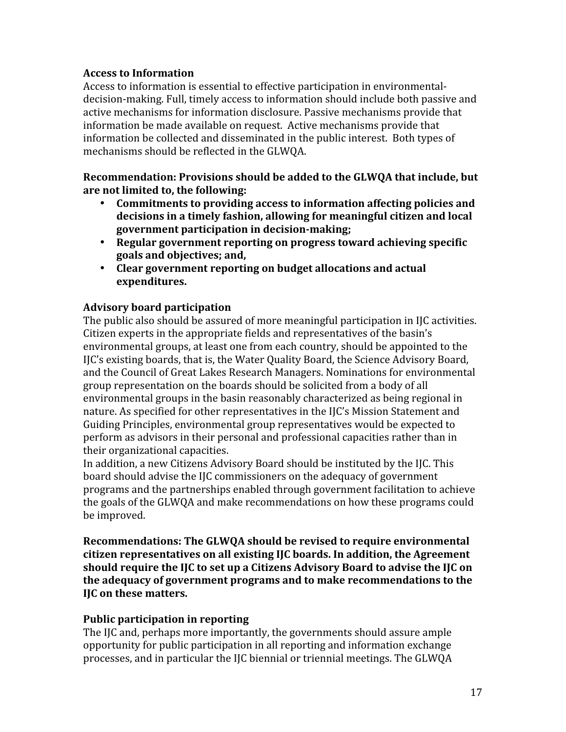**Access to Information**

Access to information is essential to effective participation in environmental-decision-making. Full, timely access to information should include both passive and active mechanisms for information disclosure. Passive mechanisms provide that information be made available on request. Active mechanisms provide that information be collected and disseminated in the public interest. Both types of mechanisms should be reflected in the GLWQA.

**Recommendation: Provisions should be added to the GLWQA that include, but are not limited to, the following:**

- **Commitments to providing access to information affecting policies and decisions in a timely fashion, allowing for meaningful citizen and local government participation in decision-making;**
- **Regular government reporting on progress toward achieving specific goals and objectives; and,**
- **Clear government reporting on budget allocations and actual expenditures.**

**Advisory board participation**

The public also should be assured of more meaningful participation in IJC activities. Citizen experts in the appropriate fields and representatives of the basin's environmental groups, at least one from each country, should be appointed to the IJC's existing boards, that is, the Water Quality Board, the Science Advisory Board, and the Council of Great Lakes Research Managers. Nominations for environmental group representation on the boards should be solicited from a body of all environmental groups in the basin reasonably characterized as being regional in nature. As specified for other representatives in the IJC's Mission Statement and Guiding Principles, environmental group representatives would be expected to perform as advisors in their personal and professional capacities rather than in their organizational capacities.

In addition, a new Citizens Advisory Board should be instituted by the IJC. This board should advise the IJC commissioners on the adequacy of government programs and the partnerships enabled through government facilitation to achieve the goals of the GLWQA and make recommendations on how these programs could be improved.

**Recommendations: The GLWQA should be revised to require environmental citizen representatives on all existing IJC boards. In addition, the Agreement should require the IJC to set up a Citizens Advisory Board to advise the IJC on the adequacy of government programs and to make recommendations to the IJC on these matters.**

**Public participation in reporting**

The IJC and, perhaps more importantly, the governments should assure ample opportunity for public participation in all reporting and information exchange processes, and in particular the IJC biennial or triennial meetings. The GLWQA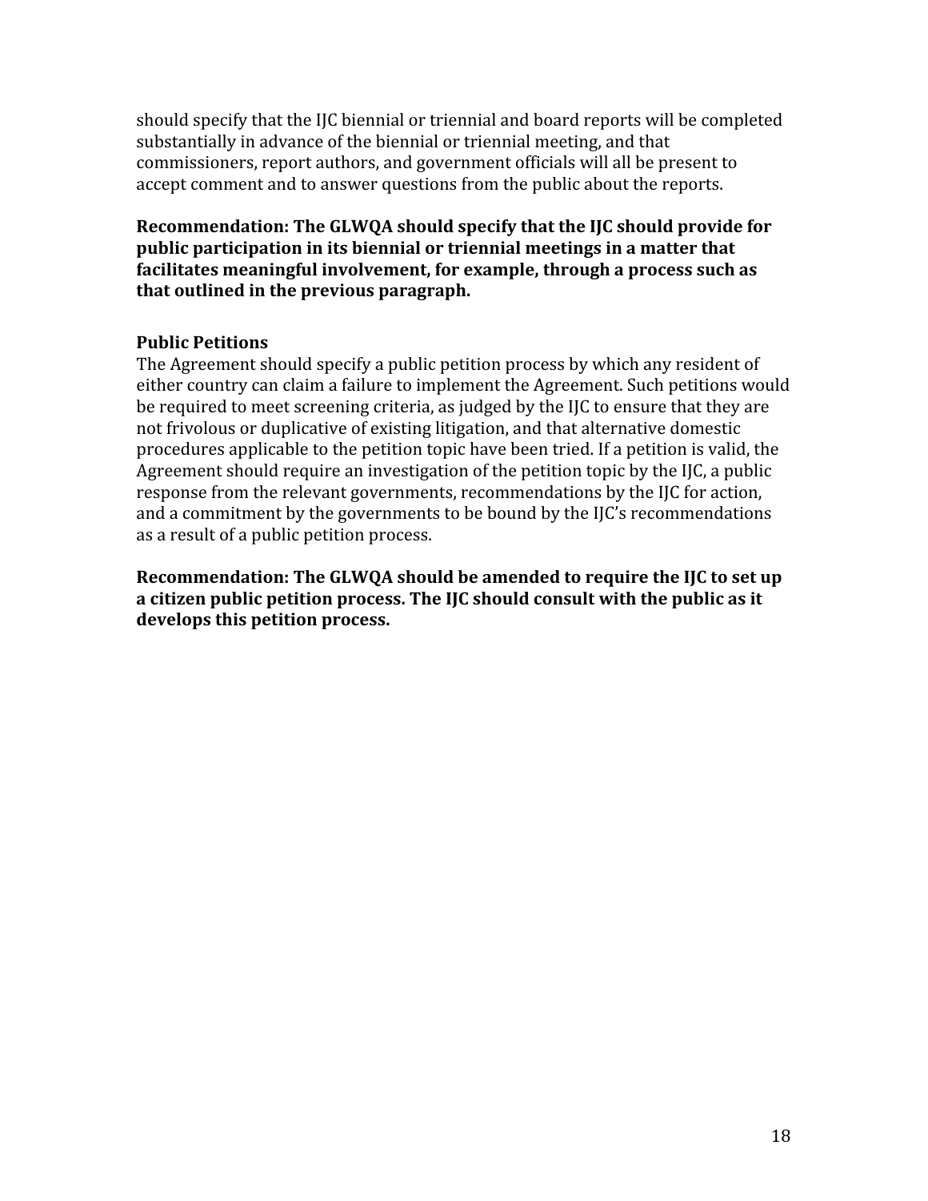should specify that the IJC biennial or triennial and board reports will be completed substantially in advance of the biennial or triennial meeting, and that commissioners, report authors, and government officials will all be present to accept comment and to answer questions from the public about the reports.

**Recommendation: The GLWQA should specify that the IJC should provide for public participation in its biennial or triennial meetings in a matter that facilitates meaningful involvement, for example, through a process such as that outlined in the previous paragraph.**

**Public Petitions**

The Agreement should specify a public petition process by which any resident of either country can claim a failure to implement the Agreement. Such petitions would be required to meet screening criteria, as judged by the IJC to ensure that they are not frivolous or duplicative of existing litigation, and that alternative domestic procedures applicable to the petition topic have been tried. If a petition is valid, the Agreement should require an investigation of the petition topic by the IJC, a public response from the relevant governments, recommendations by the IJC for action, and a commitment by the governments to be bound by the IJC's recommendations as a result of a public petition process.

**Recommendation: The GLWQA should be amended to require the IJC to set up a citizen public petition process. The IJC should consult with the public as it develops this petition process.**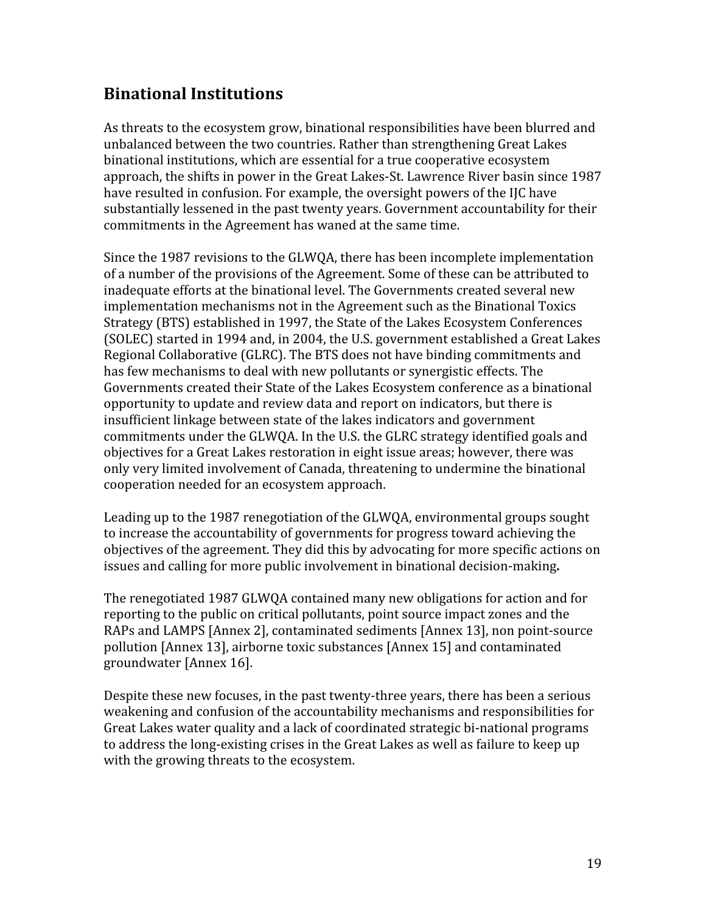## Binational Institutions

As threats to the ecosystem grow, binational responsibilities have been blurred and unbalanced between the two countries. Rather than strengthening Great Lakes binational institutions, which are essential for a true cooperative ecosystem approach, the shifts in power in the Great Lakes-St. Lawrence River basin since 1987 have resulted in confusion. For example, the oversight powers of the IJC have substantially lessened in the past twenty years. Government accountability for their commitments in the Agreement has waned at the same time.

Since the 1987 revisions to the GLWQA, there has been incomplete implementation of a number of the provisions of the Agreement. Some of these can be attributed to inadequate efforts at the binational level. The Governments created several new implementation mechanisms not in the Agreement such as the Binational Toxics Strategy (BTS) established in 1997, the State of the Lakes Ecosystem Conferences (SOLEC) started in 1994 and, in 2004, the U.S. government established a Great Lakes Regional Collaborative (GLRC). The BTS does not have binding commitments and has few mechanisms to deal with new pollutants or synergistic effects. The Governments created their State of the Lakes Ecosystem conference as a binational opportunity to update and review data and report on indicators, but there is insufficient linkage between state of the lakes indicators and government commitments under the GLWQA. In the U.S. the GLRC strategy identified goals and objectives for a Great Lakes restoration in eight issue areas; however, there was only very limited involvement of Canada, threatening to undermine the binational cooperation needed for an ecosystem approach.

Leading up to the 1987 renegotiation of the GLWQA, environmental groups sought to increase the accountability of governments for progress toward achieving the objectives of the agreement. They did this by advocating for more specific actions on issues and calling for more public involvement in binational decision-making**.**

The renegotiated 1987 GLWQA contained many new obligations for action and for reporting to the public on critical pollutants, point source impact zones and the RAPs and LAMPS [Annex 2], contaminated sediments [Annex 13], non point-source pollution [Annex 13], airborne toxic substances [Annex 15] and contaminated groundwater [Annex 16].

Despite these new focuses, in the past twenty-three years, there has been a serious weakening and confusion of the accountability mechanisms and responsibilities for Great Lakes water quality and a lack of coordinated strategic bi-national programs to address the long-existing crises in the Great Lakes as well as failure to keep up with the growing threats to the ecosystem.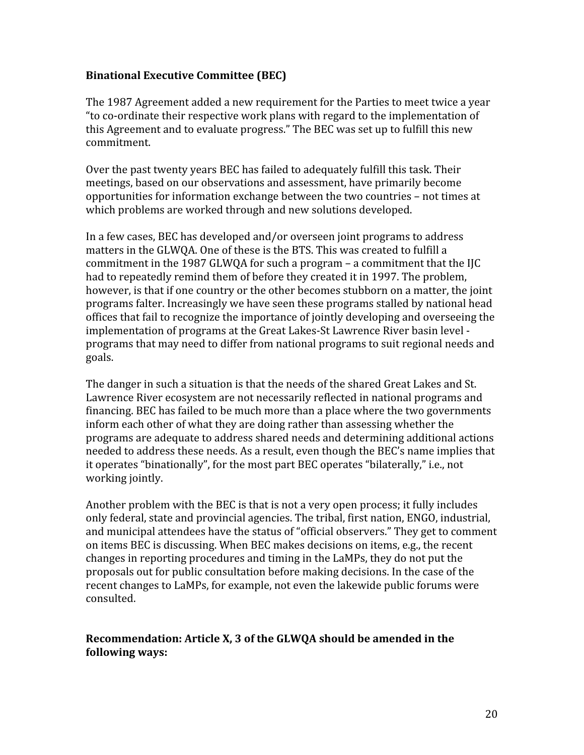**Binational Executive Committee (BEC)**

The 1987 Agreement added a new requirement for the Parties to meet twice a year "to co-ordinate their respective work plans with regard to the implementation of this Agreement and to evaluate progress." The BEC was set up to fulfill this new commitment.

Over the past twenty years BEC has failed to adequately fulfill this task. Their meetings, based on our observations and assessment, have primarily become opportunities for information exchange between the two countries – not times at which problems are worked through and new solutions developed.

In a few cases, BEC has developed and/or overseen joint programs to address matters in the GLWQA. One of these is the BTS. This was created to fulfill a commitment in the 1987 GLWQA for such a program – a commitment that the IJC had to repeatedly remind them of before they created it in 1997. The problem, however, is that if one country or the other becomes stubborn on a matter, the joint programs falter. Increasingly we have seen these programs stalled by national head offices that fail to recognize the importance of jointly developing and overseeing the implementation of programs at the Great Lakes-St Lawrence River basin level - programs that may need to differ from national programs to suit regional needs and goals.

The danger in such a situation is that the needs of the shared Great Lakes and St. Lawrence River ecosystem are not necessarily reflected in national programs and financing. BEC has failed to be much more than a place where the two governments inform each other of what they are doing rather than assessing whether the programs are adequate to address shared needs and determining additional actions needed to address these needs. As a result, even though the BEC's name implies that it operates "binationally", for the most part BEC operates "bilaterally," i.e., not working jointly.

Another problem with the BEC is that is not a very open process; it fully includes only federal, state and provincial agencies. The tribal, first nation, ENGO, industrial, and municipal attendees have the status of "official observers." They get to comment on items BEC is discussing. When BEC makes decisions on items, e.g., the recent changes in reporting procedures and timing in the LaMPs, they do not put the proposals out for public consultation before making decisions. In the case of the recent changes to LaMPs, for example, not even the lakewide public forums were consulted.

**Recommendation: Article X, 3 of the GLWQA should be amended in the following ways:**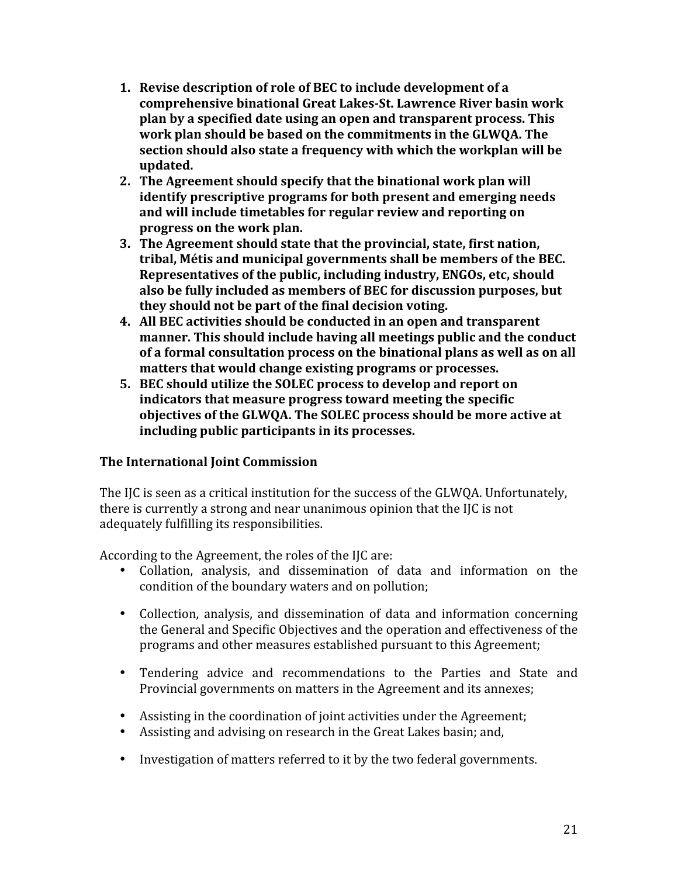1. **Revise description of role of BEC to include development of a comprehensive binational Great Lakes-St. Lawrence River basin work plan by a specified date using an open and transparent process. This work plan should be based on the commitments in the GLWQA. The section should also state a frequency with which the workplan will be updated.**
2. **The Agreement should specify that the binational work plan will identify prescriptive programs for both present and emerging needs and will include timetables for regular review and reporting on progress on the work plan.**
3. **The Agreement should state that the provincial, state, first nation, tribal, Métis and municipal governments shall be members of the BEC. Representatives of the public, including industry, ENGOs, etc, should also be fully included as members of BEC for discussion purposes, but they should not be part of the final decision voting.**
4. **All BEC activities should be conducted in an open and transparent manner. This should include having all meetings public and the conduct of a formal consultation process on the binational plans as well as on all matters that would change existing programs or processes.**
5. **BEC should utilize the SOLEC process to develop and report on indicators that measure progress toward meeting the specific objectives of the GLWQA. The SOLEC process should be more active at including public participants in its processes.**

### The International Joint Commission

The IJC is seen as a critical institution for the success of the GLWQA. Unfortunately, there is currently a strong and near unanimous opinion that the IJC is not adequately fulfilling its responsibilities.

According to the Agreement, the roles of the IJC are:

- Collation, analysis, and dissemination of data and information on the condition of the boundary waters and on pollution;
- Collection, analysis, and dissemination of data and information concerning the General and Specific Objectives and the operation and effectiveness of the programs and other measures established pursuant to this Agreement;
- Tendering advice and recommendations to the Parties and State and Provincial governments on matters in the Agreement and its annexes;
- Assisting in the coordination of joint activities under the Agreement;
- Assisting and advising on research in the Great Lakes basin; and,
- Investigation of matters referred to it by the two federal governments.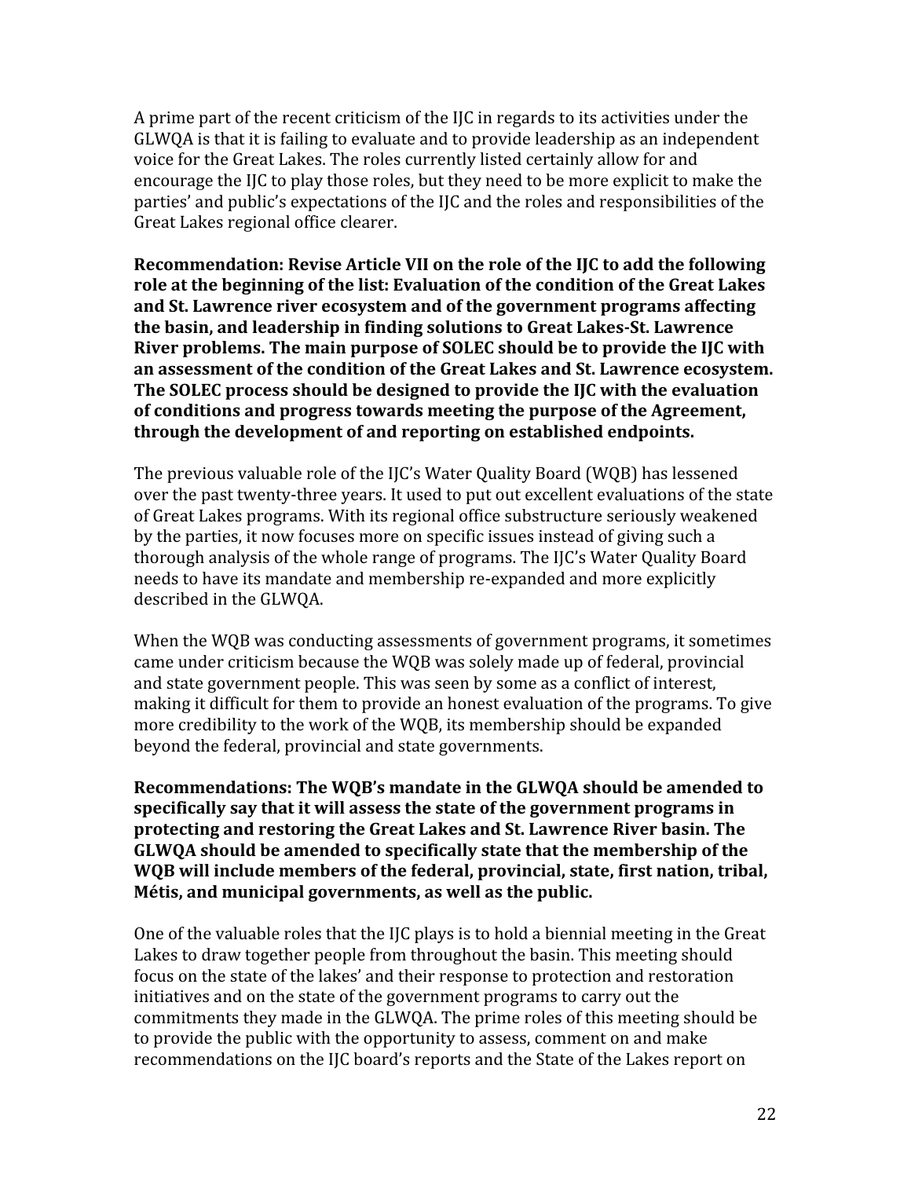A prime part of the recent criticism of the IJC in regards to its activities under the GLWQA is that it is failing to evaluate and to provide leadership as an independent voice for the Great Lakes. The roles currently listed certainly allow for and encourage the IJC to play those roles, but they need to be more explicit to make the parties' and public's expectations of the IJC and the roles and responsibilities of the Great Lakes regional office clearer.

**Recommendation: Revise Article VII on the role of the IJC to add the following role at the beginning of the list: Evaluation of the condition of the Great Lakes and St. Lawrence river ecosystem and of the government programs affecting the basin, and leadership in finding solutions to Great Lakes-St. Lawrence River problems. The main purpose of SOLEC should be to provide the IJC with an assessment of the condition of the Great Lakes and St. Lawrence ecosystem. The SOLEC process should be designed to provide the IJC with the evaluation of conditions and progress towards meeting the purpose of the Agreement, through the development of and reporting on established endpoints.**

The previous valuable role of the IJC's Water Quality Board (WQB) has lessened over the past twenty-three years. It used to put out excellent evaluations of the state of Great Lakes programs. With its regional office substructure seriously weakened by the parties, it now focuses more on specific issues instead of giving such a thorough analysis of the whole range of programs. The IJC's Water Quality Board needs to have its mandate and membership re-expanded and more explicitly described in the GLWQA.

When the WQB was conducting assessments of government programs, it sometimes came under criticism because the WQB was solely made up of federal, provincial and state government people. This was seen by some as a conflict of interest, making it difficult for them to provide an honest evaluation of the programs. To give more credibility to the work of the WQB, its membership should be expanded beyond the federal, provincial and state governments.

**Recommendations: The WQB's mandate in the GLWQA should be amended to specifically say that it will assess the state of the government programs in protecting and restoring the Great Lakes and St. Lawrence River basin. The GLWQA should be amended to specifically state that the membership of the WQB will include members of the federal, provincial, state, first nation, tribal, Métis, and municipal governments, as well as the public.**

One of the valuable roles that the IJC plays is to hold a biennial meeting in the Great Lakes to draw together people from throughout the basin. This meeting should focus on the state of the lakes' and their response to protection and restoration initiatives and on the state of the government programs to carry out the commitments they made in the GLWQA. The prime roles of this meeting should be to provide the public with the opportunity to assess, comment on and make recommendations on the IJC board's reports and the State of the Lakes report on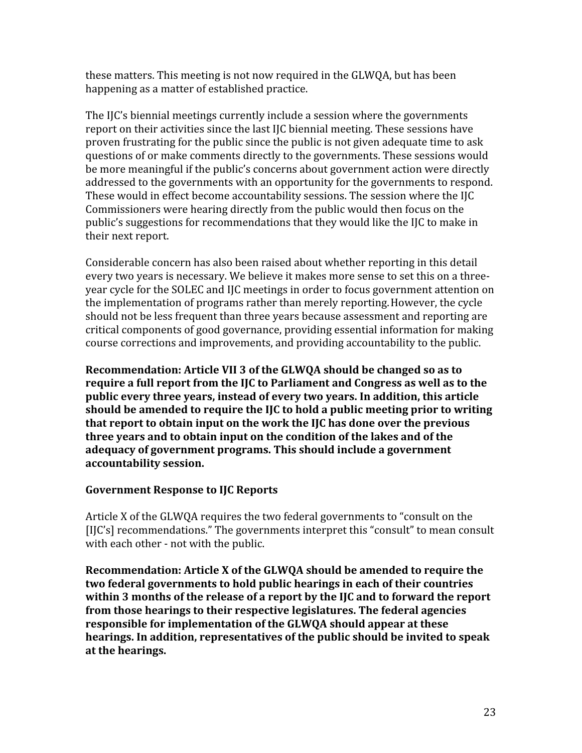these matters. This meeting is not now required in the GLWQA, but has been happening as a matter of established practice.

The IJC's biennial meetings currently include a session where the governments report on their activities since the last IJC biennial meeting. These sessions have proven frustrating for the public since the public is not given adequate time to ask questions of or make comments directly to the governments. These sessions would be more meaningful if the public's concerns about government action were directly addressed to the governments with an opportunity for the governments to respond. These would in effect become accountability sessions. The session where the IJC Commissioners were hearing directly from the public would then focus on the public's suggestions for recommendations that they would like the IJC to make in their next report.

Considerable concern has also been raised about whether reporting in this detail every two years is necessary. We believe it makes more sense to set this on a three-year cycle for the SOLEC and IJC meetings in order to focus government attention on the implementation of programs rather than merely reporting. However, the cycle should not be less frequent than three years because assessment and reporting are critical components of good governance, providing essential information for making course corrections and improvements, and providing accountability to the public.

**Recommendation: Article VII 3 of the GLWQA should be changed so as to require a full report from the IJC to Parliament and Congress as well as to the public every three years, instead of every two years. In addition, this article should be amended to require the IJC to hold a public meeting prior to writing that report to obtain input on the work the IJC has done over the previous three years and to obtain input on the condition of the lakes and of the adequacy of government programs. This should include a government accountability session.**

**Government Response to IJC Reports**

Article X of the GLWQA requires the two federal governments to "consult on the [IJC's] recommendations." The governments interpret this "consult" to mean consult with each other - not with the public.

**Recommendation: Article X of the GLWQA should be amended to require the two federal governments to hold public hearings in each of their countries within 3 months of the release of a report by the IJC and to forward the report from those hearings to their respective legislatures. The federal agencies responsible for implementation of the GLWQA should appear at these hearings. In addition, representatives of the public should be invited to speak at the hearings.**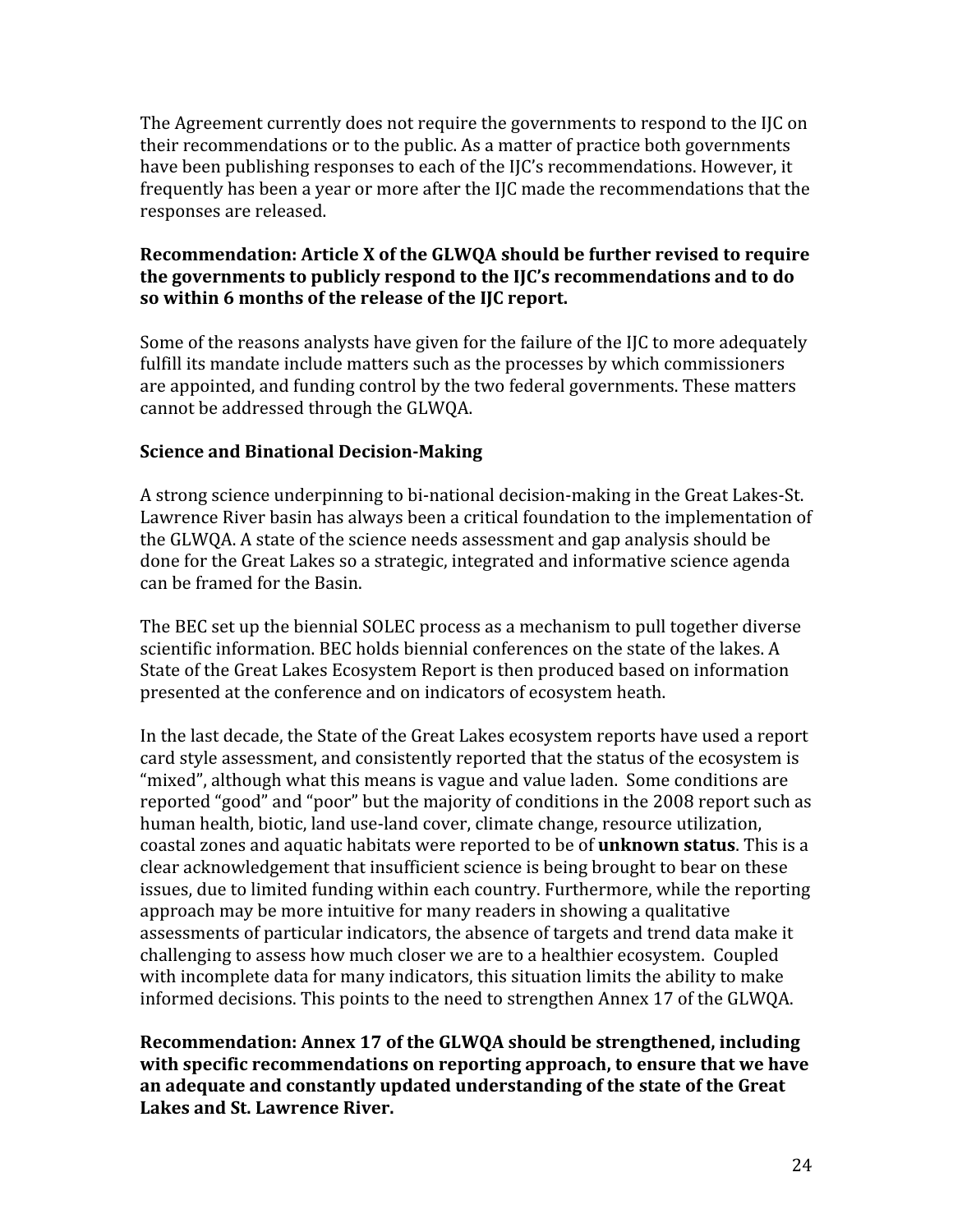The Agreement currently does not require the governments to respond to the IJC on their recommendations or to the public. As a matter of practice both governments have been publishing responses to each of the IJC's recommendations. However, it frequently has been a year or more after the IJC made the recommendations that the responses are released.

**Recommendation: Article X of the GLWQA should be further revised to require the governments to publicly respond to the IJC's recommendations and to do so within 6 months of the release of the IJC report.**

Some of the reasons analysts have given for the failure of the IJC to more adequately fulfill its mandate include matters such as the processes by which commissioners are appointed, and funding control by the two federal governments. These matters cannot be addressed through the GLWQA.

**Science and Binational Decision-Making**

A strong science underpinning to bi-national decision-making in the Great Lakes-St. Lawrence River basin has always been a critical foundation to the implementation of the GLWQA. A state of the science needs assessment and gap analysis should be done for the Great Lakes so a strategic, integrated and informative science agenda can be framed for the Basin.

The BEC set up the biennial SOLEC process as a mechanism to pull together diverse scientific information. BEC holds biennial conferences on the state of the lakes. A State of the Great Lakes Ecosystem Report is then produced based on information presented at the conference and on indicators of ecosystem heath.

In the last decade, the State of the Great Lakes ecosystem reports have used a report card style assessment, and consistently reported that the status of the ecosystem is "mixed", although what this means is vague and value laden. Some conditions are reported "good" and "poor" but the majority of conditions in the 2008 report such as human health, biotic, land use-land cover, climate change, resource utilization, coastal zones and aquatic habitats were reported to be of **unknown status**. This is a clear acknowledgement that insufficient science is being brought to bear on these issues, due to limited funding within each country. Furthermore, while the reporting approach may be more intuitive for many readers in showing a qualitative assessments of particular indicators, the absence of targets and trend data make it challenging to assess how much closer we are to a healthier ecosystem. Coupled with incomplete data for many indicators, this situation limits the ability to make informed decisions. This points to the need to strengthen Annex 17 of the GLWQA.

**Recommendation: Annex 17 of the GLWQA should be strengthened, including with specific recommendations on reporting approach, to ensure that we have an adequate and constantly updated understanding of the state of the Great Lakes and St. Lawrence River.**